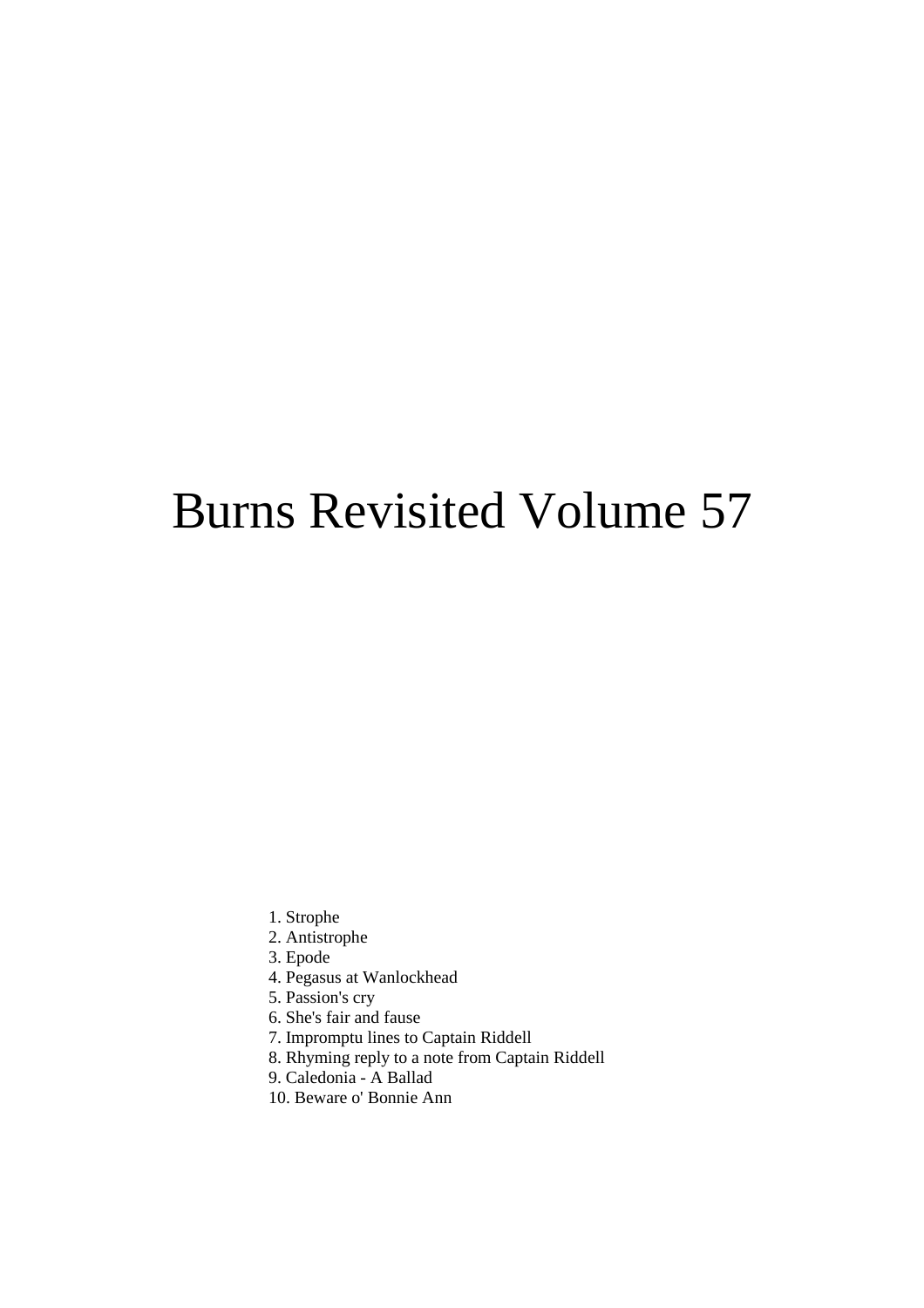# Burns Revisited Volume 57

1. Strophe
2. Antistrophe
3. Epode
4. Pegasus at Wanlockhead
5. Passion's cry
6. She's fair and fause
7. Impromptu lines to Captain Riddell
8. Rhyming reply to a note from Captain Riddell
9. Caledonia - A Ballad
10. Beware o' Bonnie Ann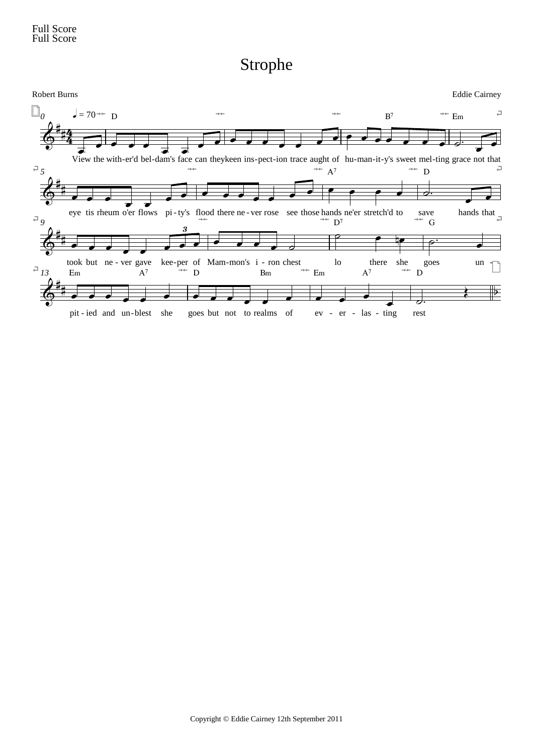Full Score
Full Score

# Strophe

Robert Burns

Eddie Cairney

View the with-er'd bel-dam's face can theykeen ins-pect-ion trace aught of hu-man-it-y's sweet mel-ting grace not that eye tis rheum o'er flows pi-ty's flood there ne-ver rose see those hands ne'er stretch'd to save hands that took but ne-ver gave kee-per of Mam-mon's i-ron chest lo there she goes un-pit-ied and un-blest she goes but not to realms of ev-er-las-ting rest

Copyright © Eddie Cairney 12th September 2011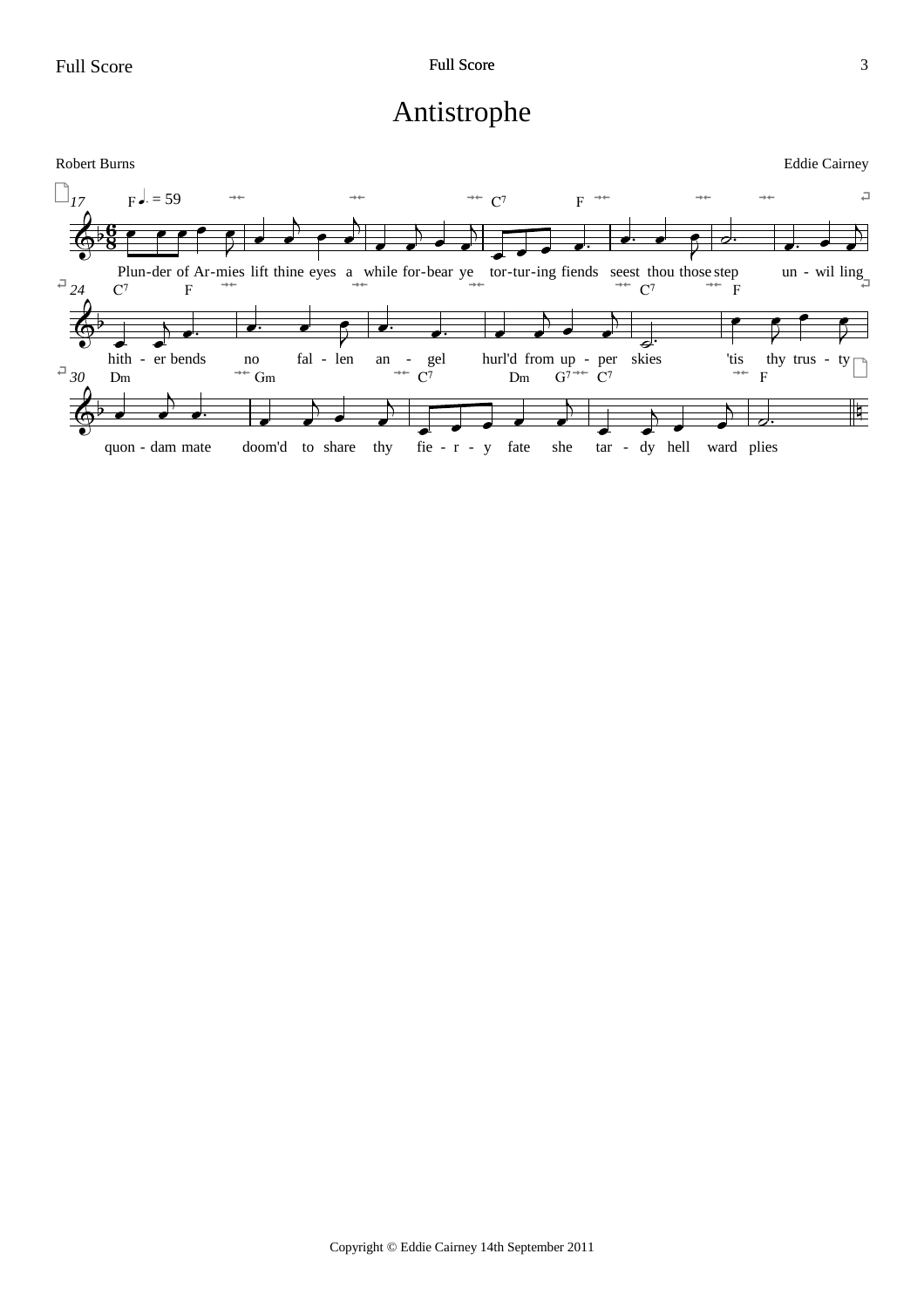# Antistrophe

Robert Burns

Eddie Cairney

Plun-der of Ar-mies lift thine eyes a while for-bear ye tor-tur-ing fiends seest thou those step un - wil ling hith - er bends no fal - len an - gel hurl'd from up - per skies 'tis thy trus - ty quon - dam mate doom'd to share thy fie - r - y fate she tar - dy hell ward plies

Copyright © Eddie Cairney 14th September 2011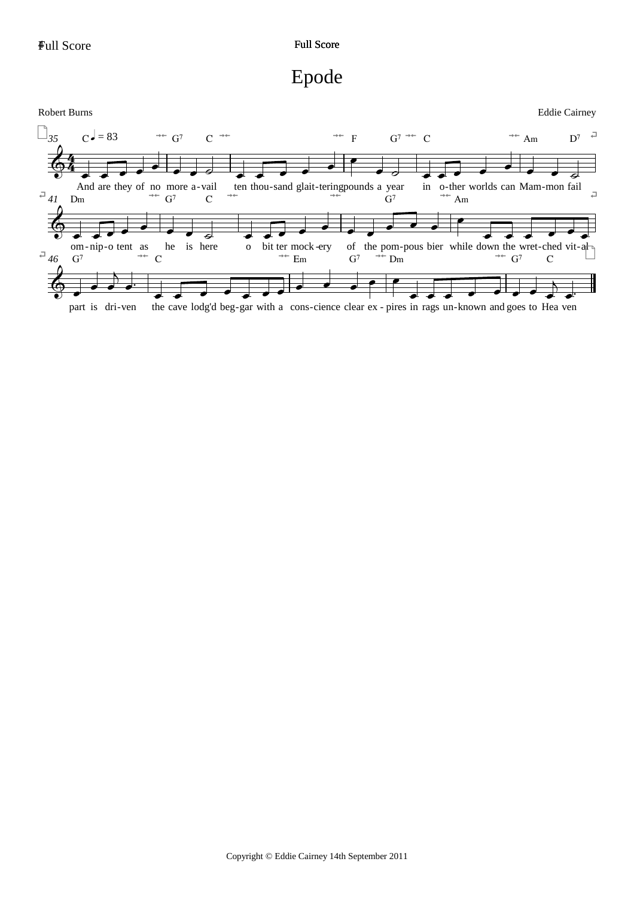# Epode

Robert Burns

Eddie Cairney

35 C ♩ = 83 G⁷ C F G⁷ C Am D⁷

And are they of no more a-vail ten thou-sand glait-tering pounds a year in o-ther worlds can Mam-mon fail

41 Dm G⁷ C G⁷ Am

om-nip-o tent as he is here o bit ter mock-ery of the pom-pous bier while down the wret-ched vit-al

46 G⁷ C Em G⁷ Dm G⁷ C

part is dri-ven the cave lodg'd beg-gar with a cons-cience clear ex-pires in rags un-known and goes to Hea ven

Copyright © Eddie Cairney 14th September 2011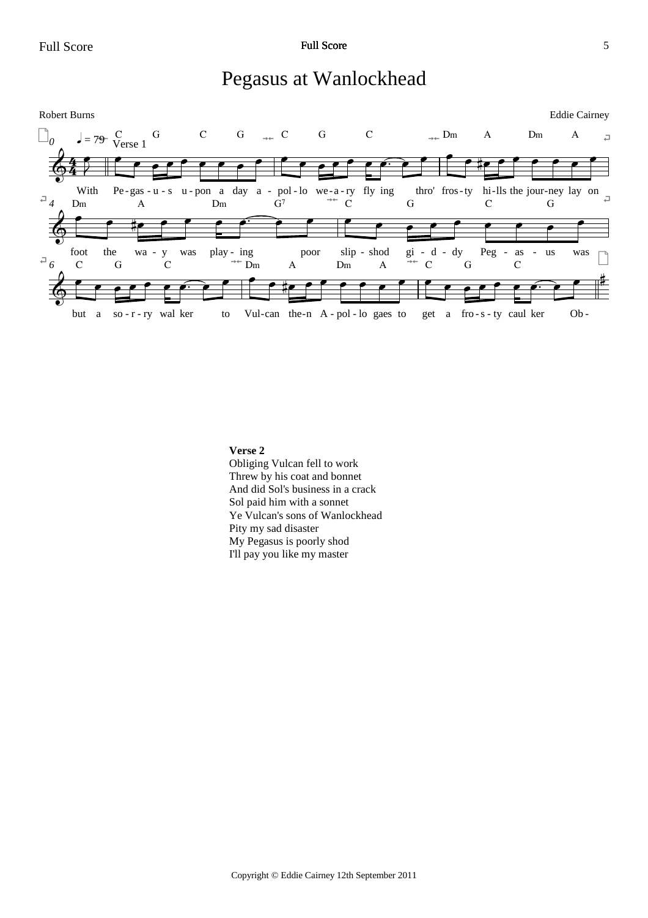# Pegasus at Wanlockhead

Robert Burns

Eddie Cairney

Verse 1

With Pe-gas-u-s u-pon a day a-pol-lo we-a-ry fly ing thro' fros-ty hi-lls the jour-ney lay on foot the wa-y was play-ing poor slip-shod gi-d-dy Peg-as-us was but a so-r-ry wal ker to Vul-can the-n A-pol-lo gaes to get a fro-s-ty caul ker Ob-

**Verse 2**
Obliging Vulcan fell to work
Threw by his coat and bonnet
And did Sol's business in a crack
Sol paid him with a sonnet
Ye Vulcan's sons of Wanlockhead
Pity my sad disaster
My Pegasus is poorly shod
I'll pay you like my master

Copyright © Eddie Cairney 12th September 2011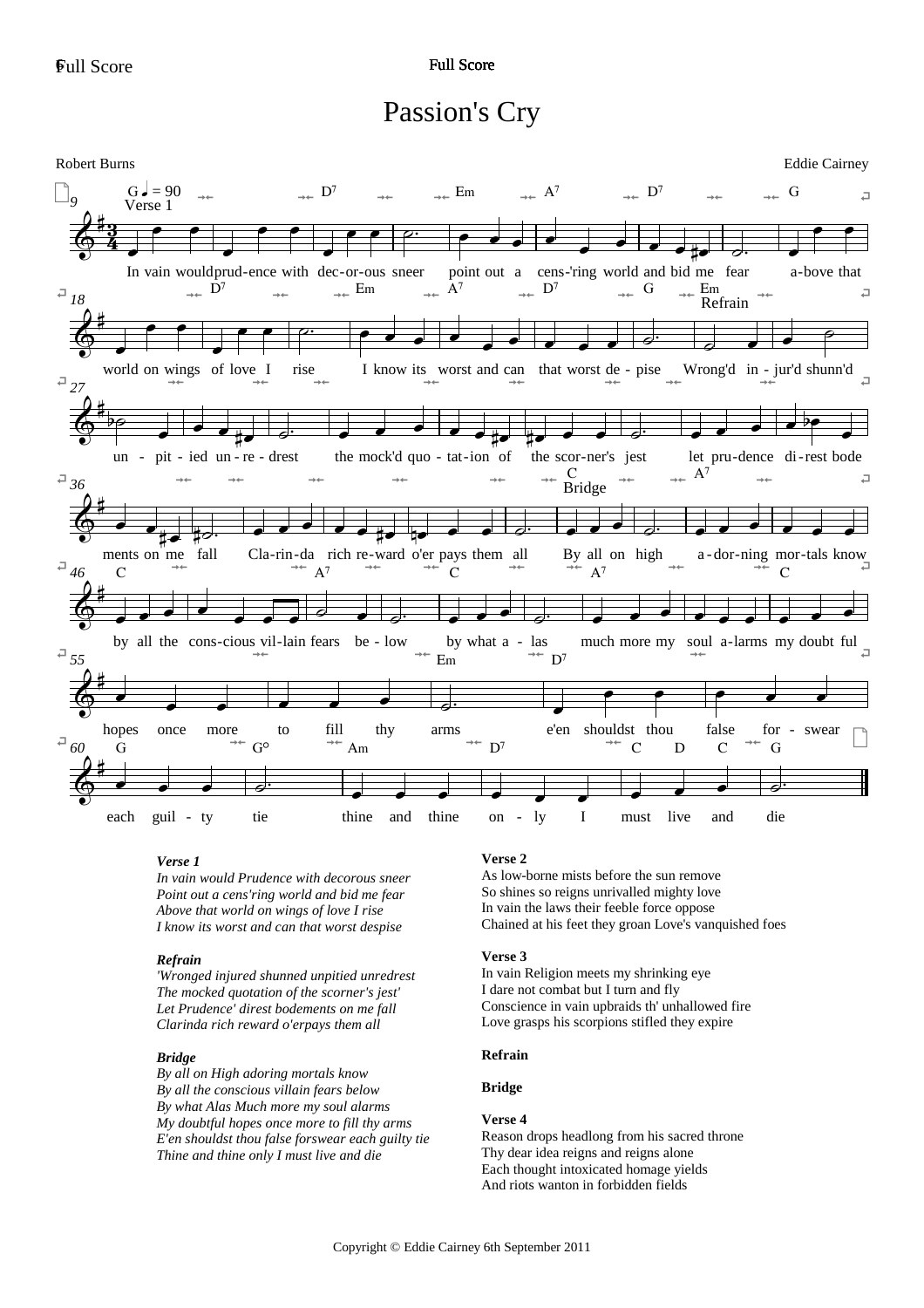# Passion's Cry

Robert Burns

Eddie Cairney

*Verse 1*

*In vain would Prudence with decorous sneer*
*Point out a cens'ring world and bid me fear*
*Above that world on wings of love I rise*
*I know its worst and can that worst despise*

*Refrain*

*'Wronged injured shunned unpitied unredrest*
*The mocked quotation of the scorner's jest'*
*Let Prudence' direst bodements on me fall*
*Clarinda rich reward o'erpays them all*

*Bridge*

*By all on High adoring mortals know*
*By all the conscious villain fears below*
*By what Alas Much more my soul alarms*
*My doubtful hopes once more to fill thy arms*
*E'en shouldst thou false forswear each guilty tie*
*Thine and thine only I must live and die*

**Verse 2**

As low-borne mists before the sun remove
So shines so reigns unrivalled mighty love
In vain the laws their feeble force oppose
Chained at his feet they groan Love's vanquished foes

**Verse 3**

In vain Religion meets my shrinking eye
I dare not combat but I turn and fly
Conscience in vain upbraids th' unhallowed fire
Love grasps his scorpions stifled they expire

**Refrain**

**Bridge**

**Verse 4**

Reason drops headlong from his sacred throne
Thy dear idea reigns and reigns alone
Each thought intoxicated homage yields
And riots wanton in forbidden fields

Copyright © Eddie Cairney 6th September 2011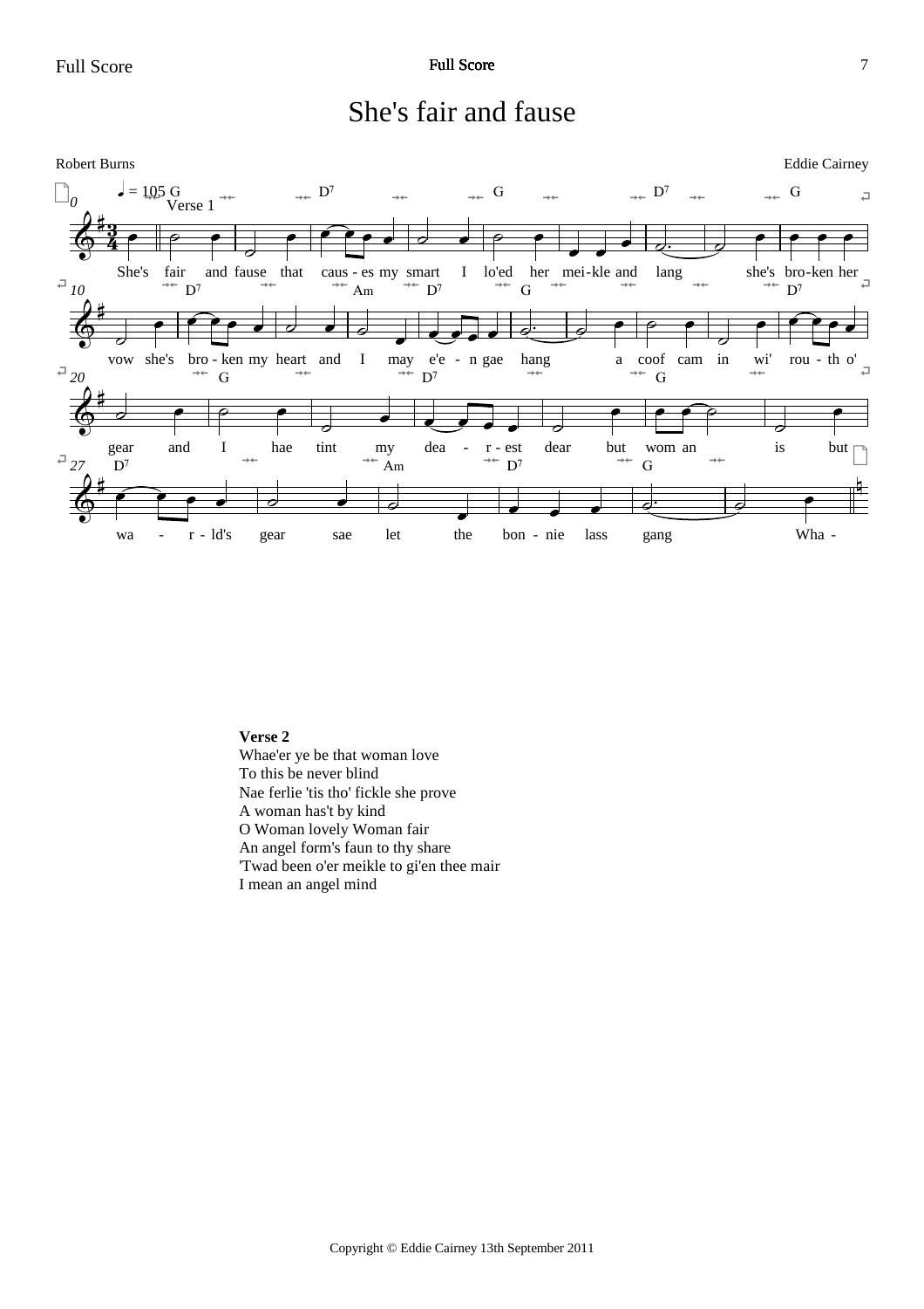# She's fair and fause

Robert Burns

Eddie Cairney

Verse 1

She's fair and fause that caus - es my smart I lo'ed her mei-kle and lang she's bro-ken her vow she's bro - ken my heart and I may e'e - n gae hang a coof cam in wi' rou - th o' gear and I hae tint my dea - r - est dear but wom an is but wa - r - ld's gear sae let the bon - nie lass gang Wha -

**Verse 2**
Whae'er ye be that woman love
To this be never blind
Nae ferlie 'tis tho' fickle she prove
A woman has't by kind
O Woman lovely Woman fair
An angel form's faun to thy share
'Twad been o'er meikle to gi'en thee mair
I mean an angel mind

Copyright © Eddie Cairney 13th September 2011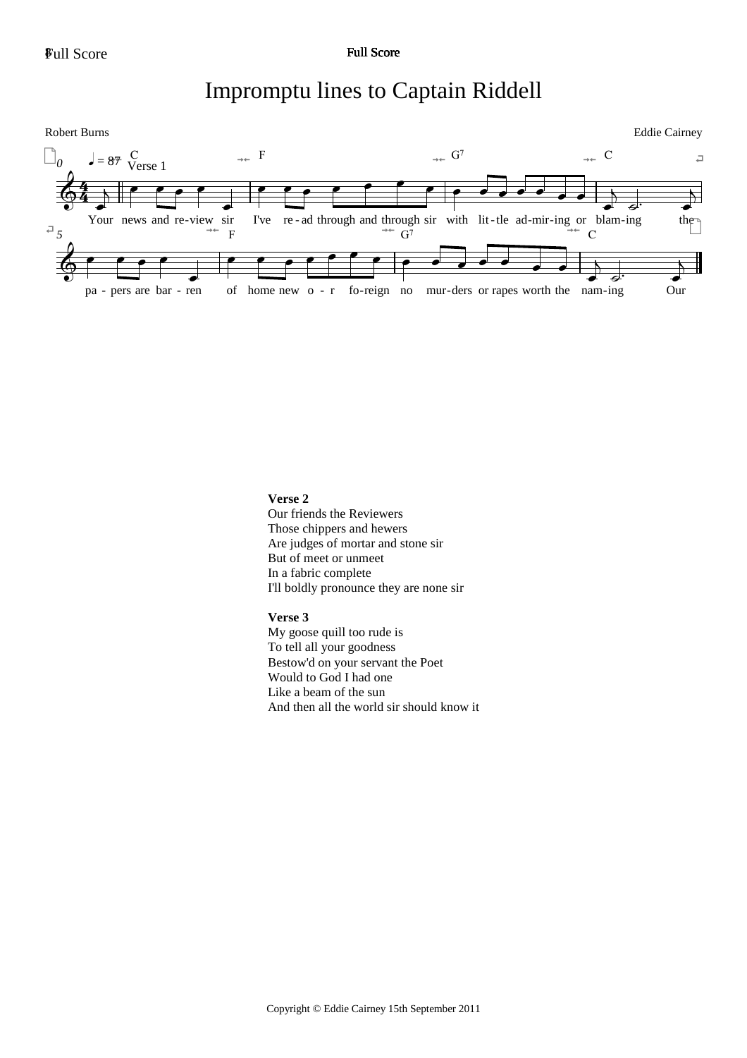# Impromptu lines to Captain Riddell

Robert Burns

Eddie Cairney

Your news and re-view sir I've re-ad through and through sir with lit-tle ad-mir-ing or blam-ing the pa-pers are bar-ren of home new o-r fo-reign no mur-ders or rapes worth the nam-ing Our

**Verse 2**
Our friends the Reviewers
Those chippers and hewers
Are judges of mortar and stone sir
But of meet or unmeet
In a fabric complete
I'll boldly pronounce they are none sir

**Verse 3**
My goose quill too rude is
To tell all your goodness
Bestow'd on your servant the Poet
Would to God I had one
Like a beam of the sun
And then all the world sir should know it

Copyright © Eddie Cairney 15th September 2011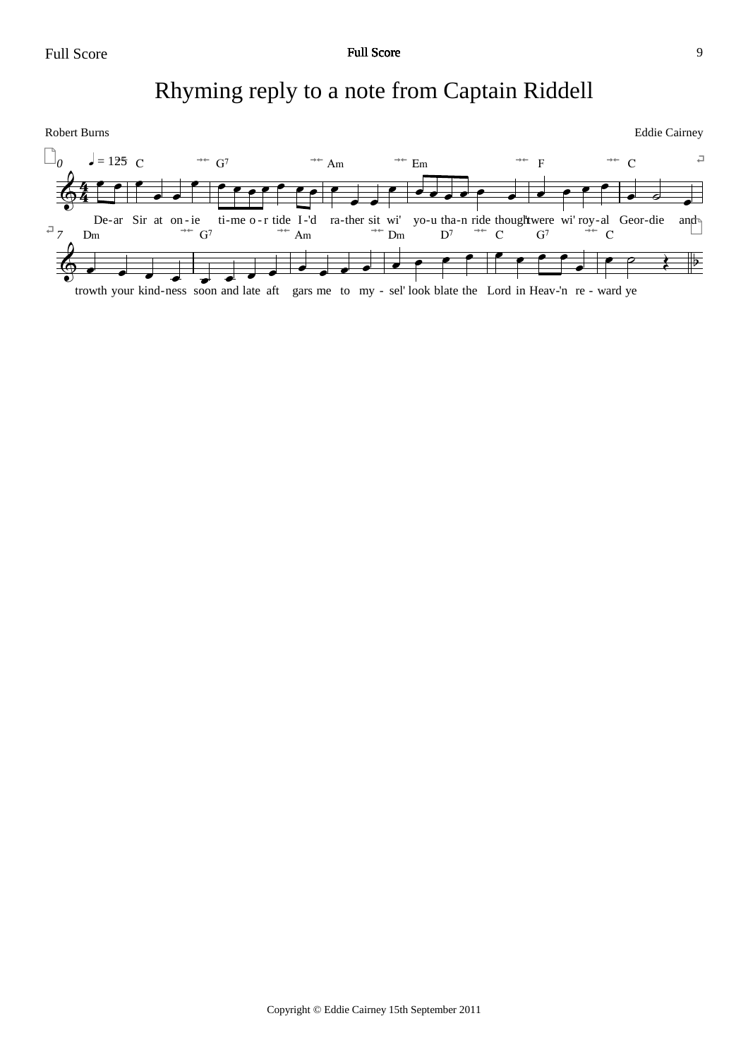# Rhyming reply to a note from Captain Riddell

Robert Burns

Eddie Cairney

♩ = 125

C G7 Am Em F C

De-ar Sir at on-ie ti-me o-r tide I-'d ra-ther sit wi' yo-u tha-n ride though't were wi' roy-al Geor-die and

Dm G7 Am Dm D7 C G7 C

trowth your kind-ness soon and late aft gars me to my-sel' look blate the Lord in Heav-'n re-ward ye

Copyright © Eddie Cairney 15th September 2011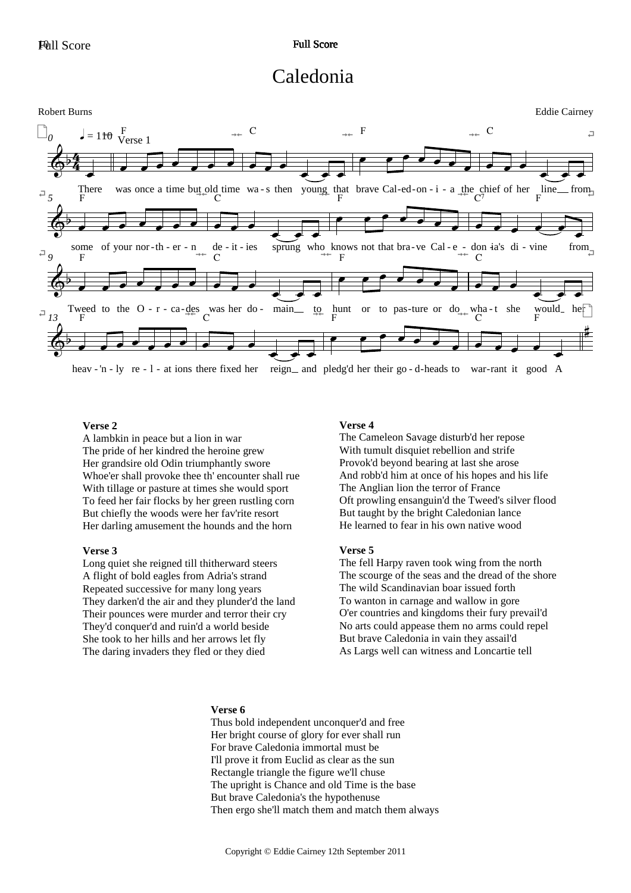# Caledonia

Robert Burns

Eddie Cairney

Verse 1

There was once a time but old time wa-s then young that brave Cal-ed-on-i-a the chief of her line from some of your nor-th-er-n de-it-ies sprung who knows not that bra-ve Cal-e-don-ia's di-vine from Tweed to the O-r-ca-des was her do-main to hunt or to pas-ture or do wha-t she would her heav-'n-ly re-l-at ions there fixed her reign and pledg'd her their go-d-heads to war-rant it good A

**Verse 2**

A lambkin in peace but a lion in war
The pride of her kindred the heroine grew
Her grandsire old Odin triumphantly swore
Whoe'er shall provoke thee th' encounter shall rue
With tillage or pasture at times she would sport
To feed her fair flocks by her green rustling corn
But chiefly the woods were her fav'rite resort
Her darling amusement the hounds and the horn

**Verse 3**

Long quiet she reigned till thitherward steers
A flight of bold eagles from Adria's strand
Repeated successive for many long years
They darken'd the air and they plunder'd the land
Their pounces were murder and terror their cry
They'd conquer'd and ruin'd a world beside
She took to her hills and her arrows let fly
The daring invaders they fled or they died

**Verse 4**

The Cameleon Savage disturb'd her repose
With tumult disquiet rebellion and strife
Provok'd beyond bearing at last she arose
And robb'd him at once of his hopes and his life
The Anglian lion the terror of France
Oft prowling ensanguin'd the Tweed's silver flood
But taught by the bright Caledonian lance
He learned to fear in his own native wood

**Verse 5**

The fell Harpy raven took wing from the north
The scourge of the seas and the dread of the shore
The wild Scandinavian boar issued forth
To wanton in carnage and wallow in gore
O'er countries and kingdoms their fury prevail'd
No arts could appease them no arms could repel
But brave Caledonia in vain they assail'd
As Largs well can witness and Loncartie tell

**Verse 6**

Thus bold independent unconquer'd and free
Her bright course of glory for ever shall run
For brave Caledonia immortal must be
I'll prove it from Euclid as clear as the sun
Rectangle triangle the figure we'll chuse
The upright is Chance and old Time is the base
But brave Caledonia's the hypothenuse
Then ergo she'll match them and match them always

Copyright © Eddie Cairney 12th September 2011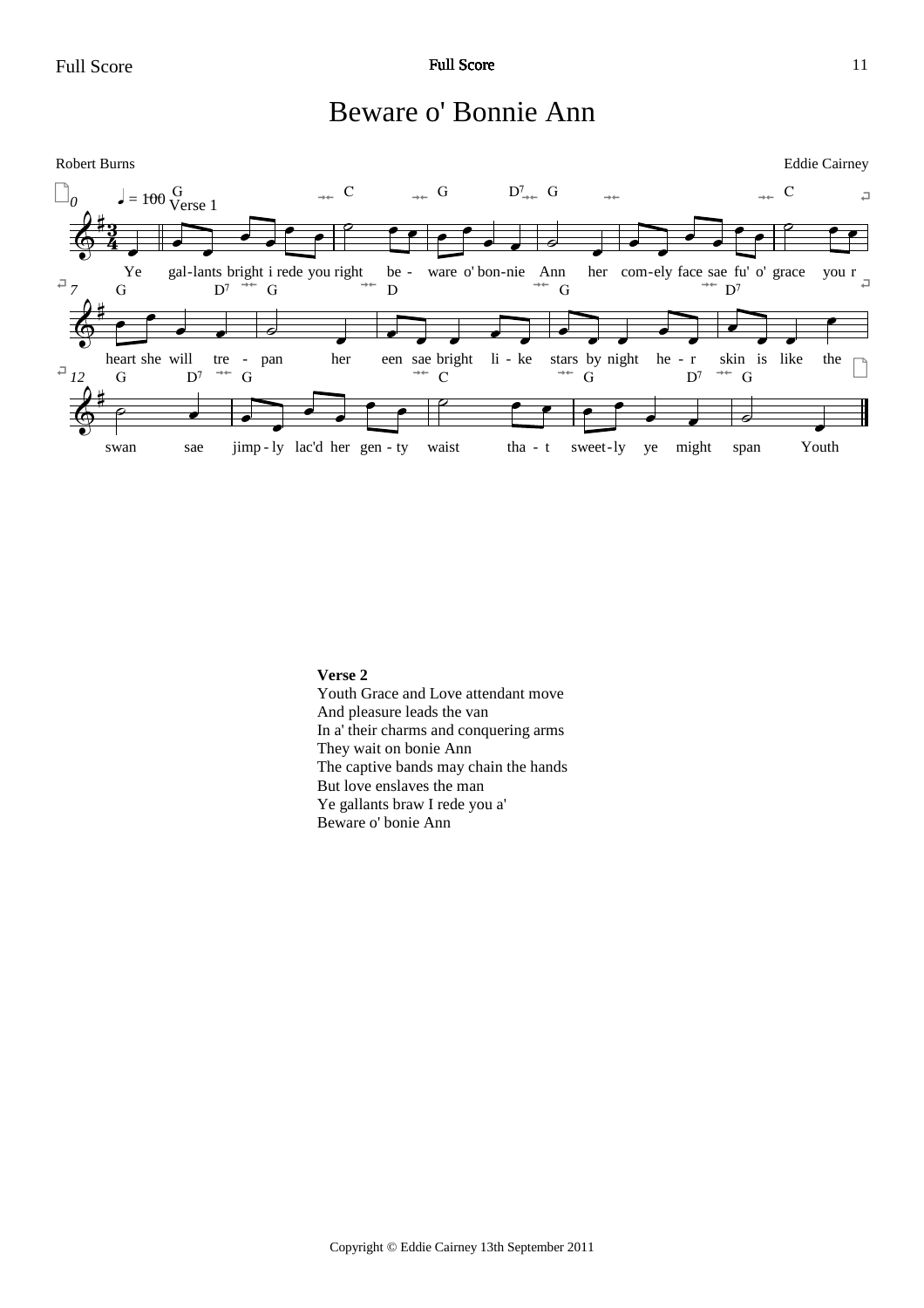# Beware o' Bonnie Ann

Robert Burns

Eddie Cairney

**Verse 2**
Youth Grace and Love attendant move
And pleasure leads the van
In a' their charms and conquering arms
They wait on bonie Ann
The captive bands may chain the hands
But love enslaves the man
Ye gallants braw I rede you a'
Beware o' bonie Ann

Copyright © Eddie Cairney 13th September 2011